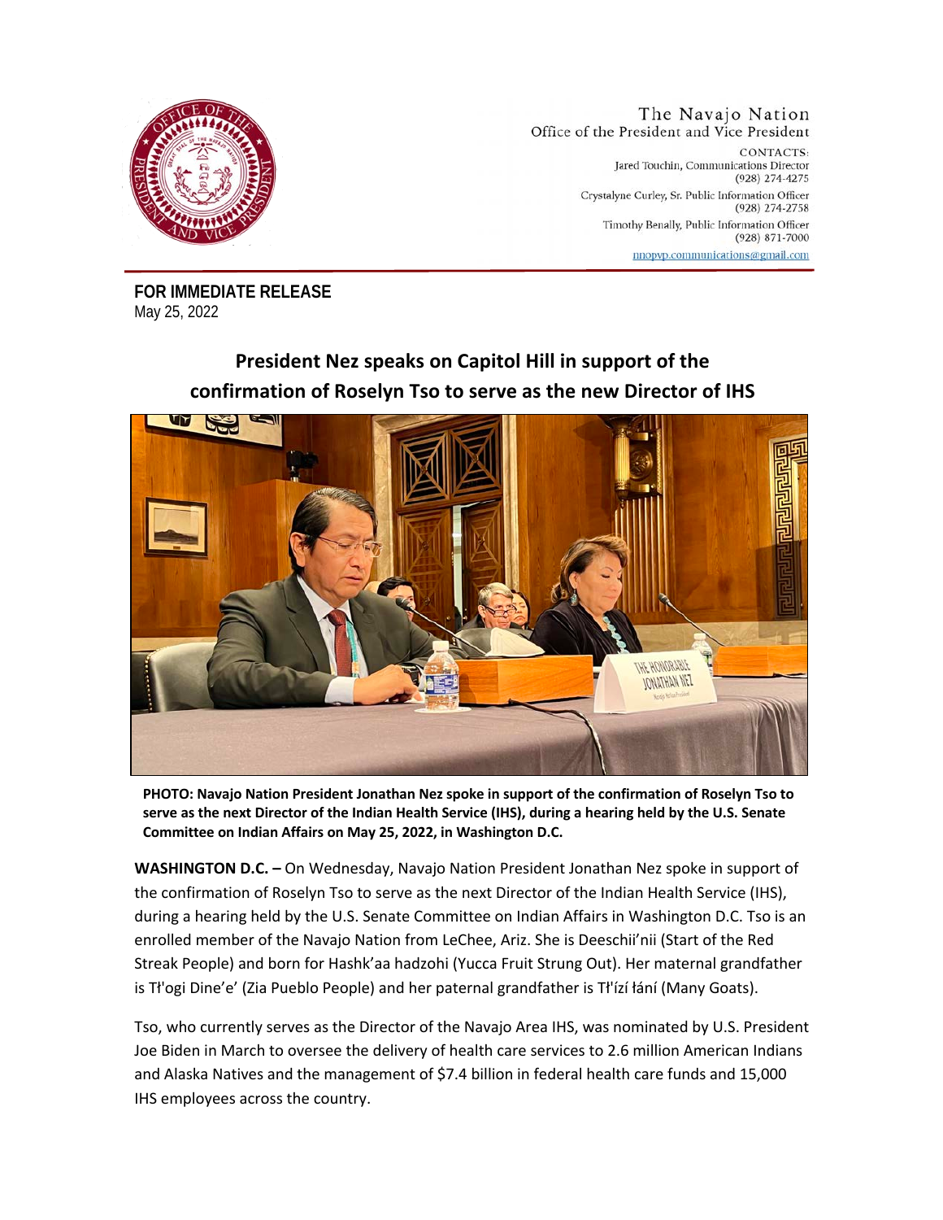The Navajo Nation
Office of the President and Vice President

CONTACTS:
Jared Touchin, Communications Director
(928) 274-4275
Crystalyne Curley, Sr. Public Information Officer
(928) 274-2758
Timothy Benally, Public Information Officer
(928) 871-7000
nnopvp.communications@gmail.com

**FOR IMMEDIATE RELEASE**
May 25, 2022

# President Nez speaks on Capitol Hill in support of the confirmation of Roselyn Tso to serve as the new Director of IHS

**PHOTO: Navajo Nation President Jonathan Nez spoke in support of the confirmation of Roselyn Tso to serve as the next Director of the Indian Health Service (IHS), during a hearing held by the U.S. Senate Committee on Indian Affairs on May 25, 2022, in Washington D.C.**

**WASHINGTON D.C. –** On Wednesday, Navajo Nation President Jonathan Nez spoke in support of the confirmation of Roselyn Tso to serve as the next Director of the Indian Health Service (IHS), during a hearing held by the U.S. Senate Committee on Indian Affairs in Washington D.C. Tso is an enrolled member of the Navajo Nation from LeChee, Ariz. She is Deeschii'nii (Start of the Red Streak People) and born for Hashk'aa hadzohi (Yucca Fruit Strung Out). Her maternal grandfather is Tł'ogi Dine'e' (Zia Pueblo People) and her paternal grandfather is Tł'ízí łání (Many Goats).

Tso, who currently serves as the Director of the Navajo Area IHS, was nominated by U.S. President Joe Biden in March to oversee the delivery of health care services to 2.6 million American Indians and Alaska Natives and the management of $7.4 billion in federal health care funds and 15,000 IHS employees across the country.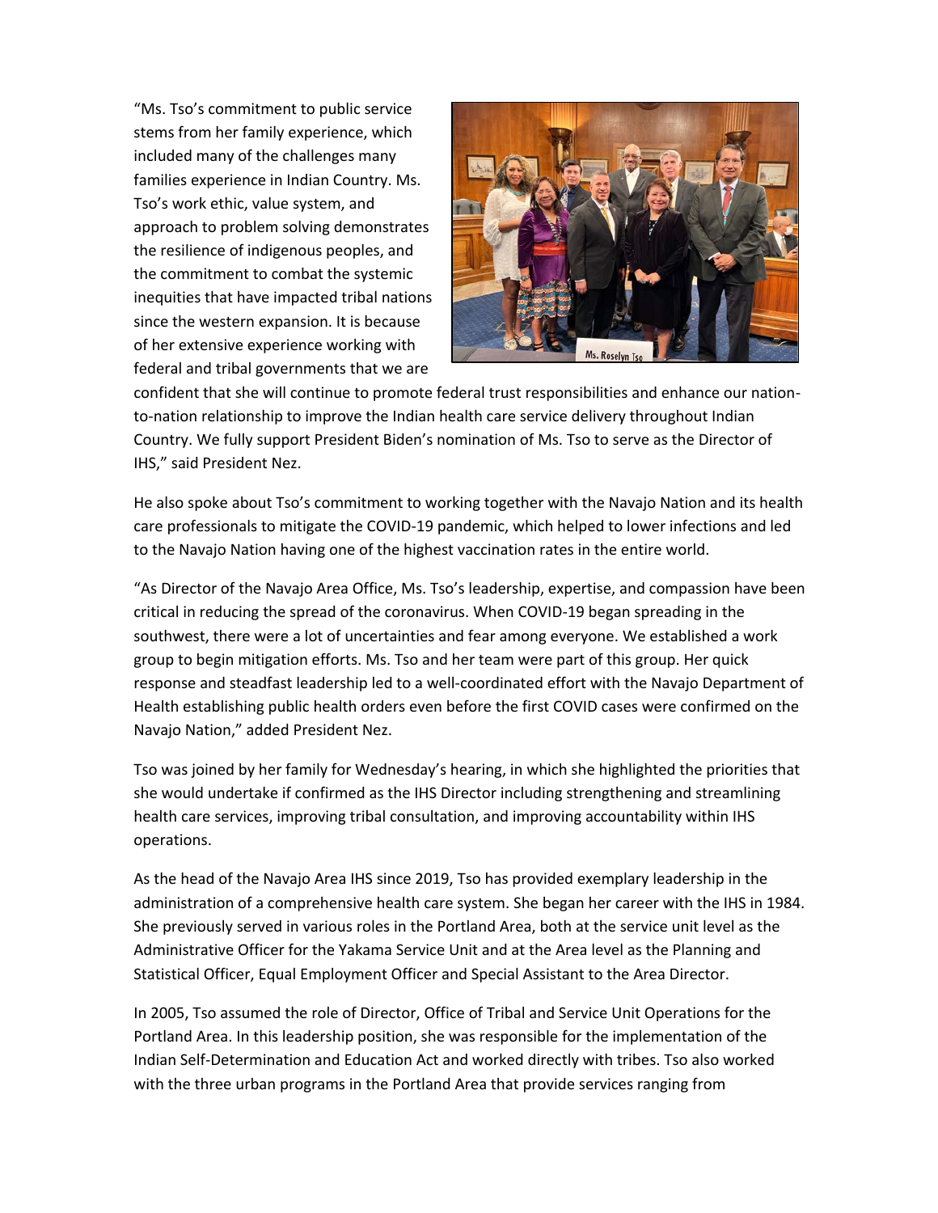"Ms. Tso's commitment to public service stems from her family experience, which included many of the challenges many families experience in Indian Country. Ms. Tso's work ethic, value system, and approach to problem solving demonstrates the resilience of indigenous peoples, and the commitment to combat the systemic inequities that have impacted tribal nations since the western expansion. It is because of her extensive experience working with federal and tribal governments that we are confident that she will continue to promote federal trust responsibilities and enhance our nation-to-nation relationship to improve the Indian health care service delivery throughout Indian Country. We fully support President Biden's nomination of Ms. Tso to serve as the Director of IHS," said President Nez.

He also spoke about Tso's commitment to working together with the Navajo Nation and its health care professionals to mitigate the COVID-19 pandemic, which helped to lower infections and led to the Navajo Nation having one of the highest vaccination rates in the entire world.

"As Director of the Navajo Area Office, Ms. Tso's leadership, expertise, and compassion have been critical in reducing the spread of the coronavirus. When COVID-19 began spreading in the southwest, there were a lot of uncertainties and fear among everyone. We established a work group to begin mitigation efforts. Ms. Tso and her team were part of this group. Her quick response and steadfast leadership led to a well-coordinated effort with the Navajo Department of Health establishing public health orders even before the first COVID cases were confirmed on the Navajo Nation," added President Nez.

Tso was joined by her family for Wednesday's hearing, in which she highlighted the priorities that she would undertake if confirmed as the IHS Director including strengthening and streamlining health care services, improving tribal consultation, and improving accountability within IHS operations.

As the head of the Navajo Area IHS since 2019, Tso has provided exemplary leadership in the administration of a comprehensive health care system. She began her career with the IHS in 1984. She previously served in various roles in the Portland Area, both at the service unit level as the Administrative Officer for the Yakama Service Unit and at the Area level as the Planning and Statistical Officer, Equal Employment Officer and Special Assistant to the Area Director.

In 2005, Tso assumed the role of Director, Office of Tribal and Service Unit Operations for the Portland Area. In this leadership position, she was responsible for the implementation of the Indian Self-Determination and Education Act and worked directly with tribes. Tso also worked with the three urban programs in the Portland Area that provide services ranging from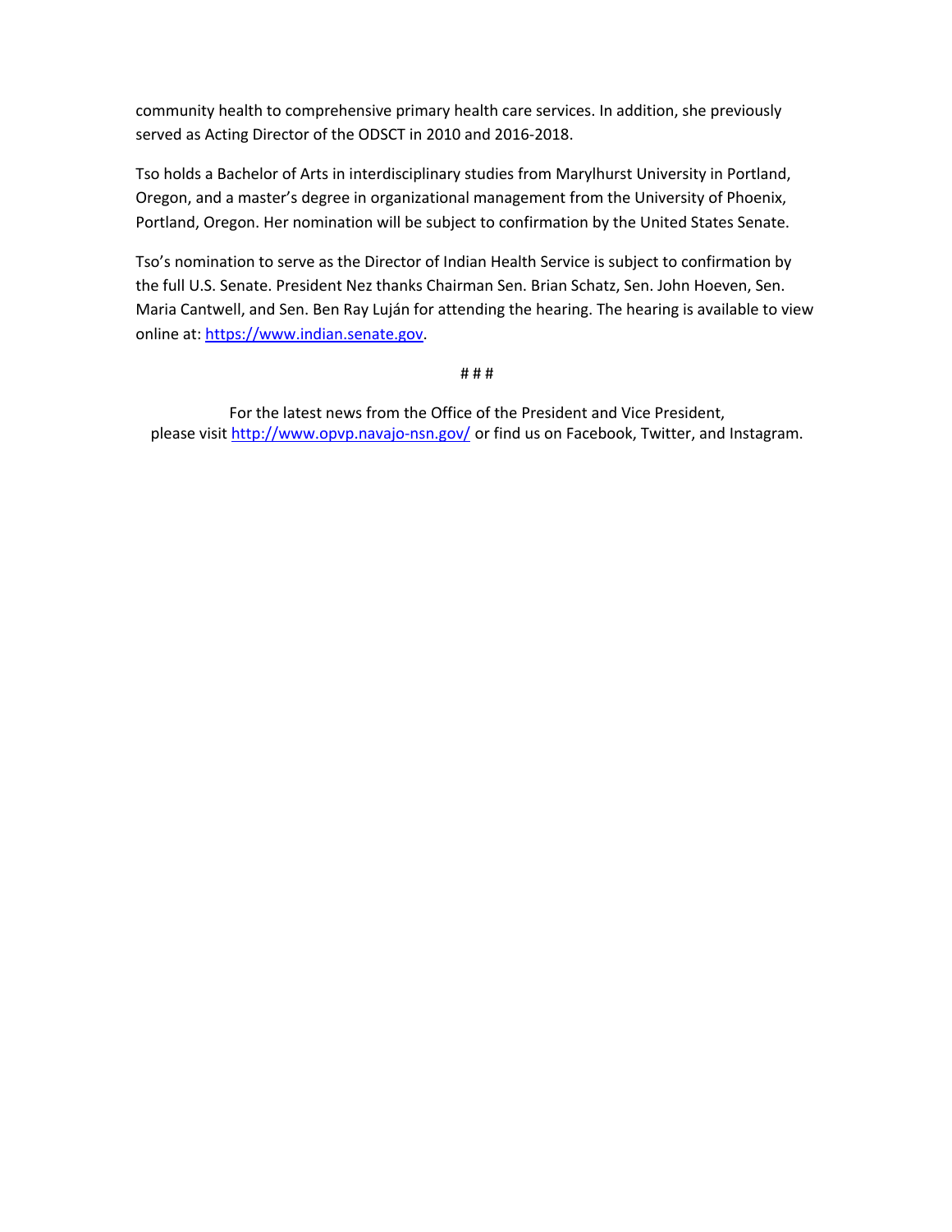community health to comprehensive primary health care services. In addition, she previously served as Acting Director of the ODSCT in 2010 and 2016-2018.

Tso holds a Bachelor of Arts in interdisciplinary studies from Marylhurst University in Portland, Oregon, and a master's degree in organizational management from the University of Phoenix, Portland, Oregon. Her nomination will be subject to confirmation by the United States Senate.

Tso's nomination to serve as the Director of Indian Health Service is subject to confirmation by the full U.S. Senate. President Nez thanks Chairman Sen. Brian Schatz, Sen. John Hoeven, Sen. Maria Cantwell, and Sen. Ben Ray Luján for attending the hearing. The hearing is available to view online at: [https://www.indian.senate.gov](https://www.indian.senate.gov).

# # #

For the latest news from the Office of the President and Vice President, please visit [http://www.opvp.navajo-nsn.gov/](http://www.opvp.navajo-nsn.gov/) or find us on Facebook, Twitter, and Instagram.